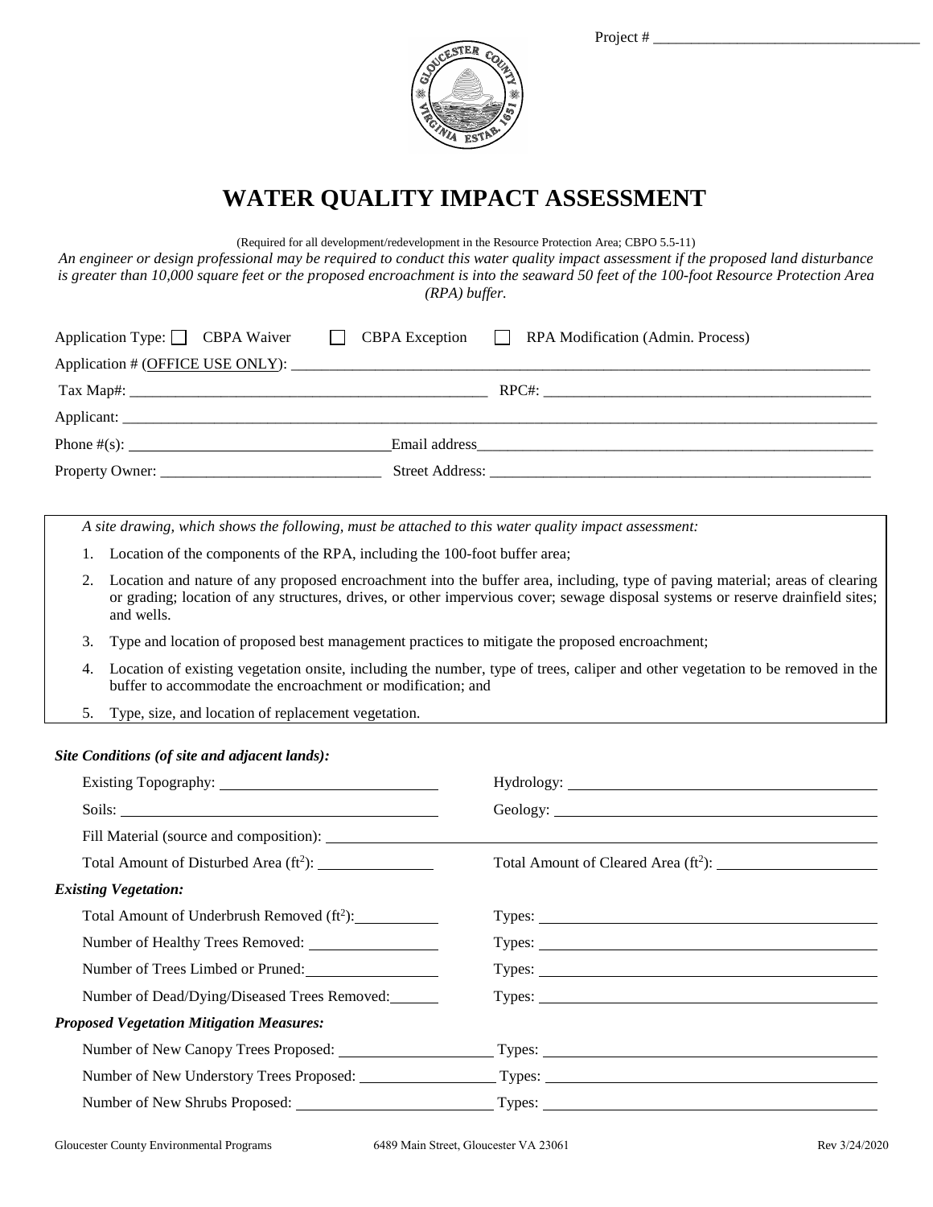Project # ___________________________________

# WATER QUALITY IMPACT ASSESSMENT

(Required for all development/redevelopment in the Resource Protection Area; CBPO 5.5-11)

*An engineer or design professional may be required to conduct this water quality impact assessment if the proposed land disturbance is greater than 10,000 square feet or the proposed encroachment is into the seaward 50 feet of the 100-foot Resource Protection Area (RPA) buffer.*

Application Type: ☐ CBPA Waiver ☐ CBPA Exception ☐ RPA Modification (Admin. Process)

Application # (OFFICE USE ONLY): ___________________________________

Tax Map#: ___________________________ RPC#: ___________________________

Applicant: ___________________________________

Phone #(s): ___________________________ Email address___________________________

Property Owner: ___________________________ Street Address: ___________________________

*A site drawing, which shows the following, must be attached to this water quality impact assessment:*

1. Location of the components of the RPA, including the 100-foot buffer area;
2. Location and nature of any proposed encroachment into the buffer area, including, type of paving material; areas of clearing or grading; location of any structures, drives, or other impervious cover; sewage disposal systems or reserve drainfield sites; and wells.
3. Type and location of proposed best management practices to mitigate the proposed encroachment;
4. Location of existing vegetation onsite, including the number, type of trees, caliper and other vegetation to be removed in the buffer to accommodate the encroachment or modification; and
5. Type, size, and location of replacement vegetation.

***Site Conditions (of site and adjacent lands):***

Existing Topography: ___________________________ Hydrology: ___________________________

Soils: ___________________________ Geology: ___________________________

Fill Material (source and composition): ___________________________

Total Amount of Disturbed Area ($ft^2$): _______________ Total Amount of Cleared Area ($ft^2$): _______________

***Existing Vegetation:***

Total Amount of Underbrush Removed ($ft^2$): _______________ Types: ___________________________

Number of Healthy Trees Removed: _______________ Types: ___________________________

Number of Trees Limbed or Pruned: _______________ Types: ___________________________

Number of Dead/Dying/Diseased Trees Removed: _______________ Types: ___________________________

***Proposed Vegetation Mitigation Measures:***

Number of New Canopy Trees Proposed: _______________ Types: ___________________________

Number of New Understory Trees Proposed: _______________ Types: ___________________________

Number of New Shrubs Proposed: _______________ Types: ___________________________

Gloucester County Environmental Programs 6489 Main Street, Gloucester VA 23061 Rev 3/24/2020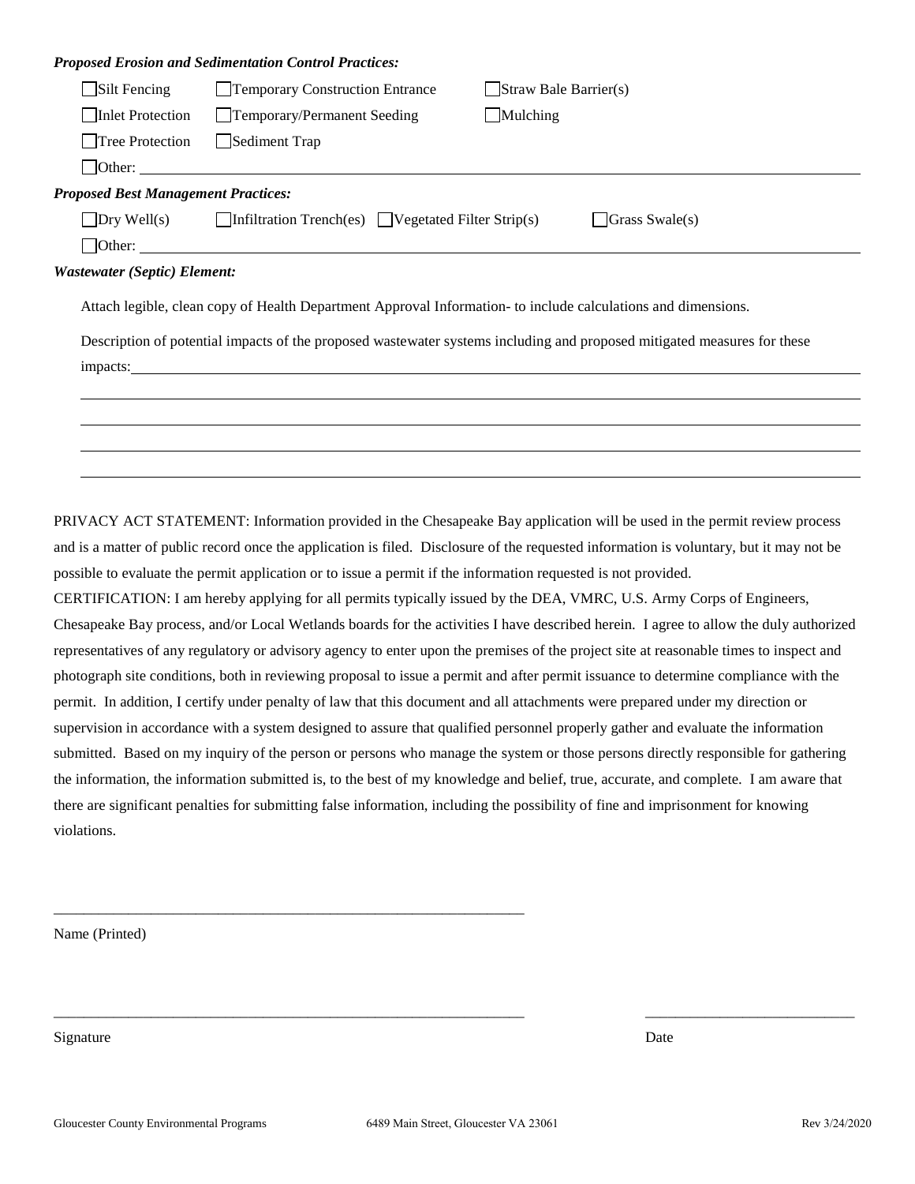***Proposed Erosion and Sedimentation Control Practices:***

☐ Silt Fencing ☐ Temporary Construction Entrance ☐ Straw Bale Barrier(s)

☐ Inlet Protection ☐ Temporary/Permanent Seeding ☐ Mulching

☐ Tree Protection ☐ Sediment Trap

☐ Other: ______________________________________________________________

***Proposed Best Management Practices:***

☐ Dry Well(s) ☐ Infiltration Trench(es) ☐ Vegetated Filter Strip(s) ☐ Grass Swale(s)

☐ Other: ______________________________________________________________

***Wastewater (Septic) Element:***

Attach legible, clean copy of Health Department Approval Information- to include calculations and dimensions.

Description of potential impacts of the proposed wastewater systems including and proposed mitigated measures for these impacts: ______________________________________________________________

______________________________________________________________

______________________________________________________________

______________________________________________________________

______________________________________________________________

PRIVACY ACT STATEMENT: Information provided in the Chesapeake Bay application will be used in the permit review process and is a matter of public record once the application is filed. Disclosure of the requested information is voluntary, but it may not be possible to evaluate the permit application or to issue a permit if the information requested is not provided.

CERTIFICATION: I am hereby applying for all permits typically issued by the DEA, VMRC, U.S. Army Corps of Engineers, Chesapeake Bay process, and/or Local Wetlands boards for the activities I have described herein. I agree to allow the duly authorized representatives of any regulatory or advisory agency to enter upon the premises of the project site at reasonable times to inspect and photograph site conditions, both in reviewing proposal to issue a permit and after permit issuance to determine compliance with the permit. In addition, I certify under penalty of law that this document and all attachments were prepared under my direction or supervision in accordance with a system designed to assure that qualified personnel properly gather and evaluate the information submitted. Based on my inquiry of the person or persons who manage the system or those persons directly responsible for gathering the information, the information submitted is, to the best of my knowledge and belief, true, accurate, and complete. I am aware that there are significant penalties for submitting false information, including the possibility of fine and imprisonment for knowing violations.

______________________________________________________________

Name (Printed)

______________________________________________________________ ____________________________

Signature Date

Gloucester County Environmental Programs 6489 Main Street, Gloucester VA 23061 Rev 3/24/2020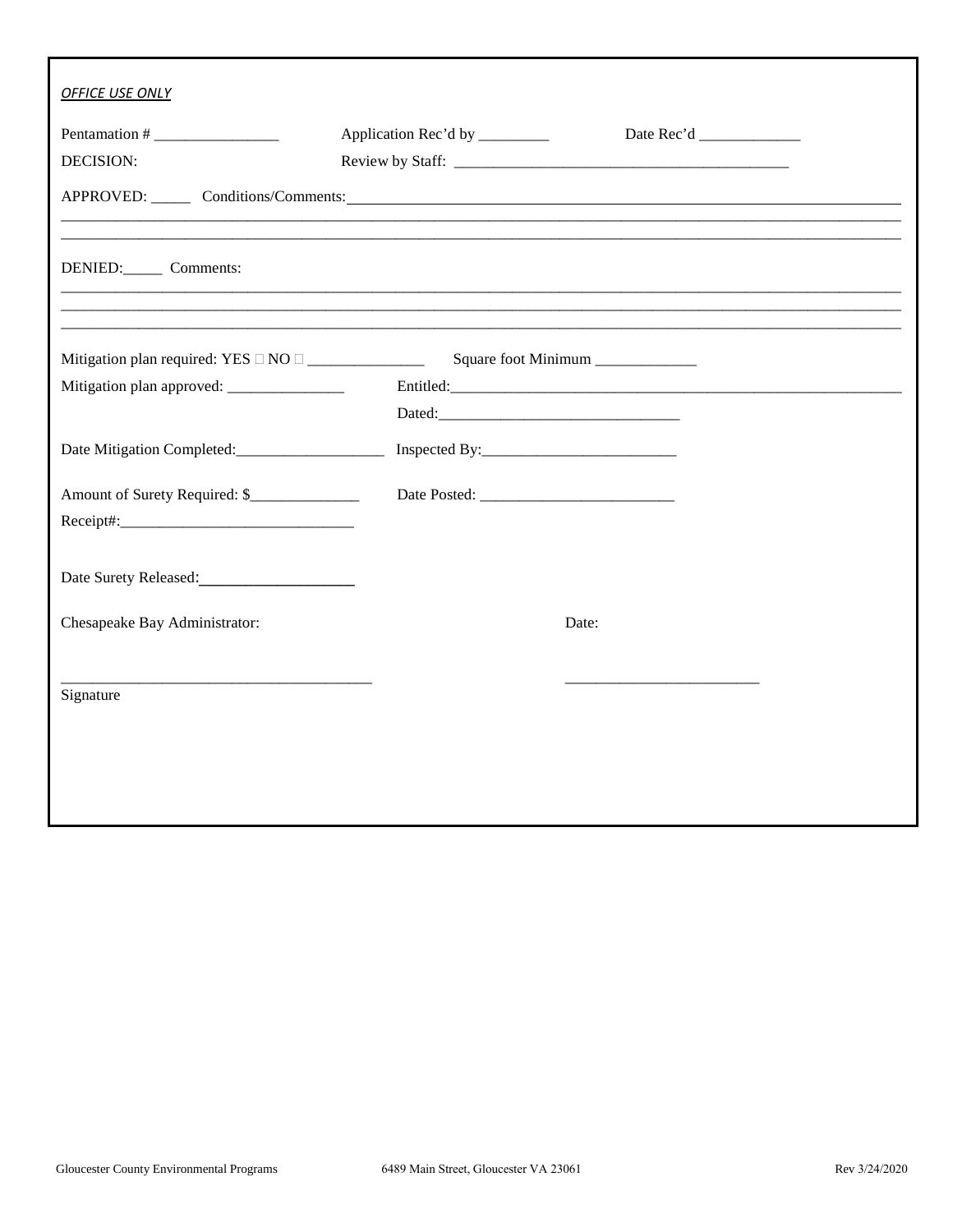*OFFICE USE ONLY*

Pentamation # ________________ Application Rec'd by _________ Date Rec'd _____________

DECISION: Review by Staff: ___________________________________________

APPROVED: _____ Conditions/Comments: ___________________________________________

___________________________________________

___________________________________________

DENIED:_____ Comments:

___________________________________________

___________________________________________

___________________________________________

Mitigation plan required: YES ☐ NO ☐ _______________ Square foot Minimum _____________

Mitigation plan approved: _______________ Entitled: ___________________________________________

Dated: _______________________________

Date Mitigation Completed: ___________________ Inspected By: _________________________

Amount of Surety Required: $______________ Date Posted: _________________________

Receipt#: ______________________________

Date Surety Released: ____________________

Chesapeake Bay Administrator: Date:

_______________________________________ _________________________

Signature

Gloucester County Environmental Programs 6489 Main Street, Gloucester VA 23061 Rev 3/24/2020